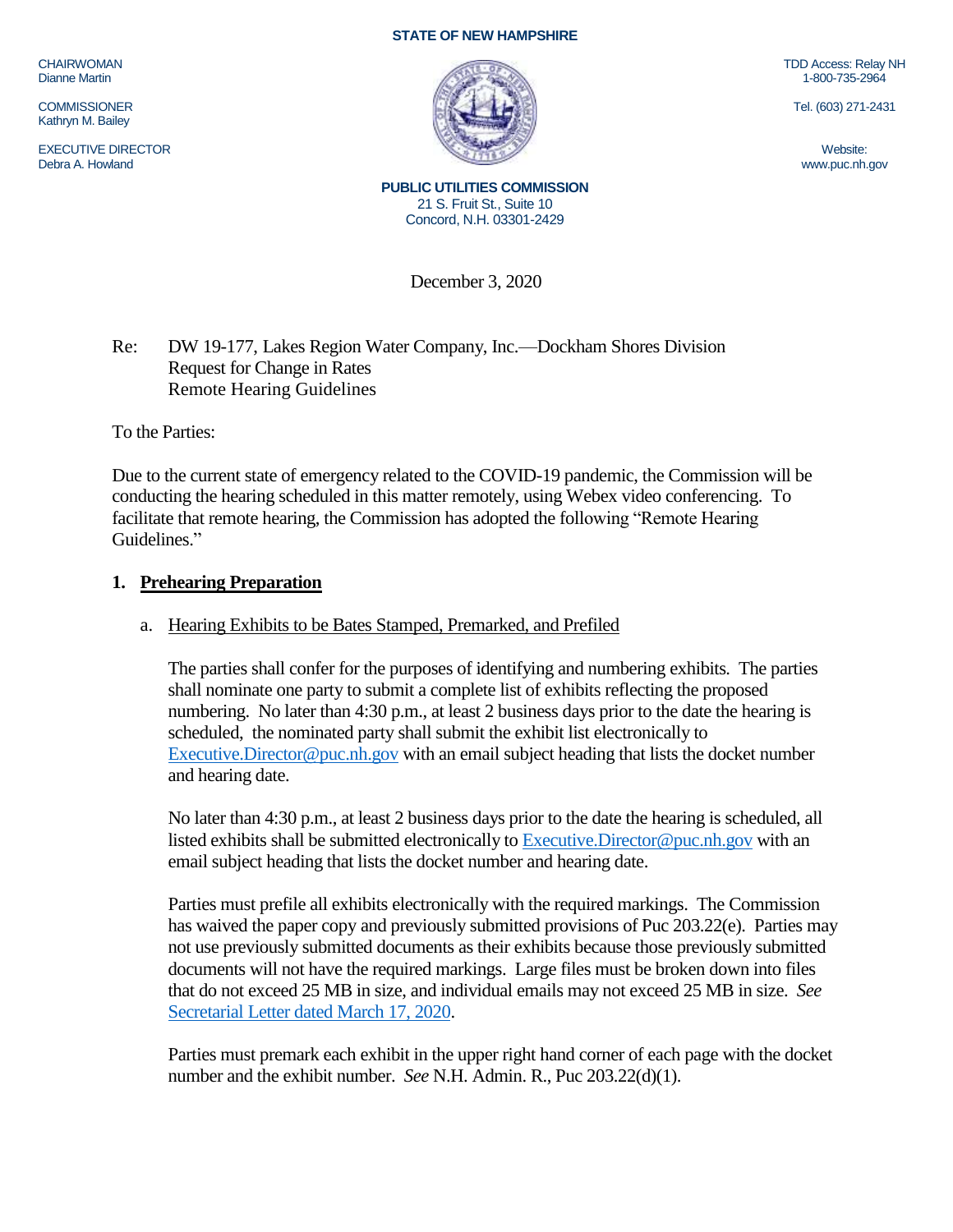**STATE OF NEW HAMPSHIRE**

CHAIRWOMAN
Dianne Martin

COMMISSIONER
Kathryn M. Bailey

EXECUTIVE DIRECTOR
Debra A. Howland

TDD Access: Relay NH
1-800-735-2964

Tel. (603) 271-2431

Website:
www.puc.nh.gov

**PUBLIC UTILITIES COMMISSION**
21 S. Fruit St., Suite 10
Concord, N.H. 03301-2429

December 3, 2020

Re: DW 19-177, Lakes Region Water Company, Inc.—Dockham Shores Division
Request for Change in Rates
Remote Hearing Guidelines

To the Parties:

Due to the current state of emergency related to the COVID-19 pandemic, the Commission will be conducting the hearing scheduled in this matter remotely, using Webex video conferencing. To facilitate that remote hearing, the Commission has adopted the following "Remote Hearing Guidelines."

## 1. Prehearing Preparation

### a. Hearing Exhibits to be Bates Stamped, Premarked, and Prefiled

The parties shall confer for the purposes of identifying and numbering exhibits. The parties shall nominate one party to submit a complete list of exhibits reflecting the proposed numbering. No later than 4:30 p.m., at least 2 business days prior to the date the hearing is scheduled, the nominated party shall submit the exhibit list electronically to Executive.Director@puc.nh.gov with an email subject heading that lists the docket number and hearing date.

No later than 4:30 p.m., at least 2 business days prior to the date the hearing is scheduled, all listed exhibits shall be submitted electronically to Executive.Director@puc.nh.gov with an email subject heading that lists the docket number and hearing date.

Parties must prefile all exhibits electronically with the required markings. The Commission has waived the paper copy and previously submitted provisions of Puc 203.22(e). Parties may not use previously submitted documents as their exhibits because those previously submitted documents will not have the required markings. Large files must be broken down into files that do not exceed 25 MB in size, and individual emails may not exceed 25 MB in size. *See* Secretarial Letter dated March 17, 2020.

Parties must premark each exhibit in the upper right hand corner of each page with the docket number and the exhibit number. *See* N.H. Admin. R., Puc 203.22(d)(1).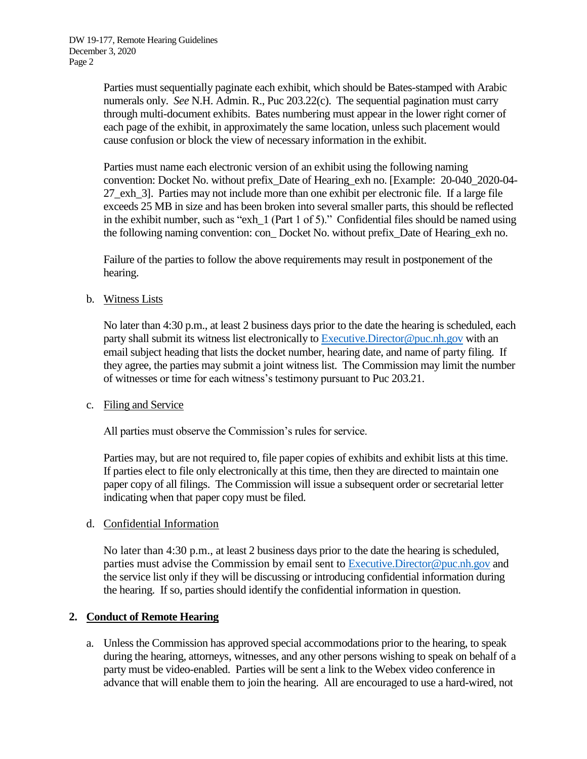Parties must sequentially paginate each exhibit, which should be Bates-stamped with Arabic numerals only. *See* N.H. Admin. R., Puc 203.22(c). The sequential pagination must carry through multi-document exhibits. Bates numbering must appear in the lower right corner of each page of the exhibit, in approximately the same location, unless such placement would cause confusion or block the view of necessary information in the exhibit.

Parties must name each electronic version of an exhibit using the following naming convention: Docket No. without prefix_Date of Hearing_exh no. [Example: 20-040_2020-04-27_exh_3]. Parties may not include more than one exhibit per electronic file. If a large file exceeds 25 MB in size and has been broken into several smaller parts, this should be reflected in the exhibit number, such as "exh_1 (Part 1 of 5)." Confidential files should be named using the following naming convention: con_ Docket No. without prefix_Date of Hearing_exh no.

Failure of the parties to follow the above requirements may result in postponement of the hearing.

b. Witness Lists

No later than 4:30 p.m., at least 2 business days prior to the date the hearing is scheduled, each party shall submit its witness list electronically to Executive.Director@puc.nh.gov with an email subject heading that lists the docket number, hearing date, and name of party filing. If they agree, the parties may submit a joint witness list. The Commission may limit the number of witnesses or time for each witness's testimony pursuant to Puc 203.21.

c. Filing and Service

All parties must observe the Commission's rules for service.

Parties may, but are not required to, file paper copies of exhibits and exhibit lists at this time. If parties elect to file only electronically at this time, then they are directed to maintain one paper copy of all filings. The Commission will issue a subsequent order or secretarial letter indicating when that paper copy must be filed.

d. Confidential Information

No later than 4:30 p.m., at least 2 business days prior to the date the hearing is scheduled, parties must advise the Commission by email sent to Executive.Director@puc.nh.gov and the service list only if they will be discussing or introducing confidential information during the hearing. If so, parties should identify the confidential information in question.

## 2. Conduct of Remote Hearing

a. Unless the Commission has approved special accommodations prior to the hearing, to speak during the hearing, attorneys, witnesses, and any other persons wishing to speak on behalf of a party must be video-enabled. Parties will be sent a link to the Webex video conference in advance that will enable them to join the hearing. All are encouraged to use a hard-wired, not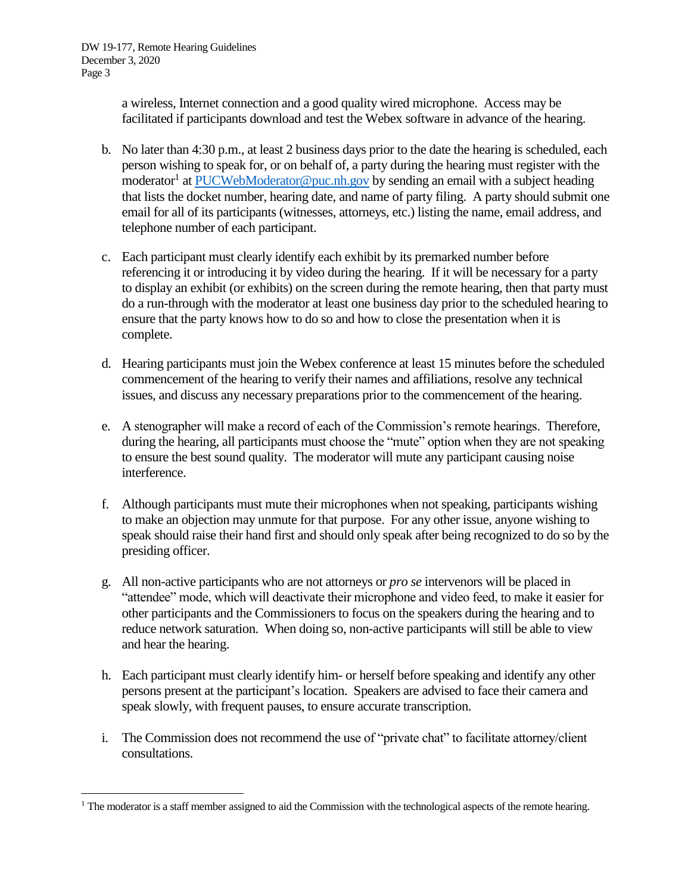a wireless, Internet connection and a good quality wired microphone. Access may be facilitated if participants download and test the Webex software in advance of the hearing.

b. No later than 4:30 p.m., at least 2 business days prior to the date the hearing is scheduled, each person wishing to speak for, or on behalf of, a party during the hearing must register with the moderator[1] at [PUCWebModerator@puc.nh.gov](mailto:PUCWebModerator@puc.nh.gov) by sending an email with a subject heading that lists the docket number, hearing date, and name of party filing. A party should submit one email for all of its participants (witnesses, attorneys, etc.) listing the name, email address, and telephone number of each participant.

c. Each participant must clearly identify each exhibit by its premarked number before referencing it or introducing it by video during the hearing. If it will be necessary for a party to display an exhibit (or exhibits) on the screen during the remote hearing, then that party must do a run-through with the moderator at least one business day prior to the scheduled hearing to ensure that the party knows how to do so and how to close the presentation when it is complete.

d. Hearing participants must join the Webex conference at least 15 minutes before the scheduled commencement of the hearing to verify their names and affiliations, resolve any technical issues, and discuss any necessary preparations prior to the commencement of the hearing.

e. A stenographer will make a record of each of the Commission's remote hearings. Therefore, during the hearing, all participants must choose the "mute" option when they are not speaking to ensure the best sound quality. The moderator will mute any participant causing noise interference.

f. Although participants must mute their microphones when not speaking, participants wishing to make an objection may unmute for that purpose. For any other issue, anyone wishing to speak should raise their hand first and should only speak after being recognized to do so by the presiding officer.

g. All non-active participants who are not attorneys or *pro se* intervenors will be placed in "attendee" mode, which will deactivate their microphone and video feed, to make it easier for other participants and the Commissioners to focus on the speakers during the hearing and to reduce network saturation. When doing so, non-active participants will still be able to view and hear the hearing.

h. Each participant must clearly identify him- or herself before speaking and identify any other persons present at the participant's location. Speakers are advised to face their camera and speak slowly, with frequent pauses, to ensure accurate transcription.

i. The Commission does not recommend the use of "private chat" to facilitate attorney/client consultations.

---

[1] The moderator is a staff member assigned to aid the Commission with the technological aspects of the remote hearing.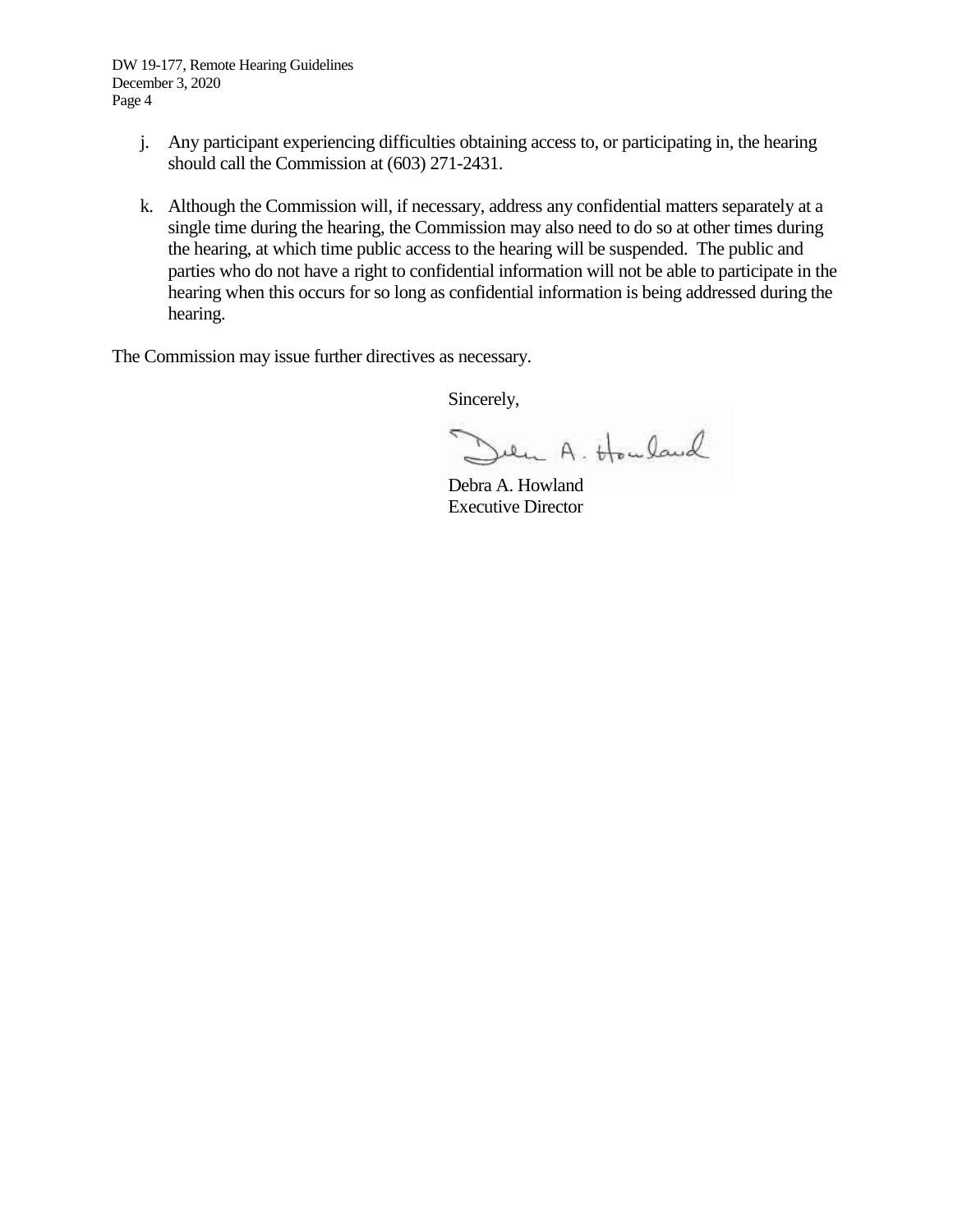j. Any participant experiencing difficulties obtaining access to, or participating in, the hearing should call the Commission at (603) 271-2431.

k. Although the Commission will, if necessary, address any confidential matters separately at a single time during the hearing, the Commission may also need to do so at other times during the hearing, at which time public access to the hearing will be suspended. The public and parties who do not have a right to confidential information will not be able to participate in the hearing when this occurs for so long as confidential information is being addressed during the hearing.

The Commission may issue further directives as necessary.

Sincerely,

Debra A. Howland  
Executive Director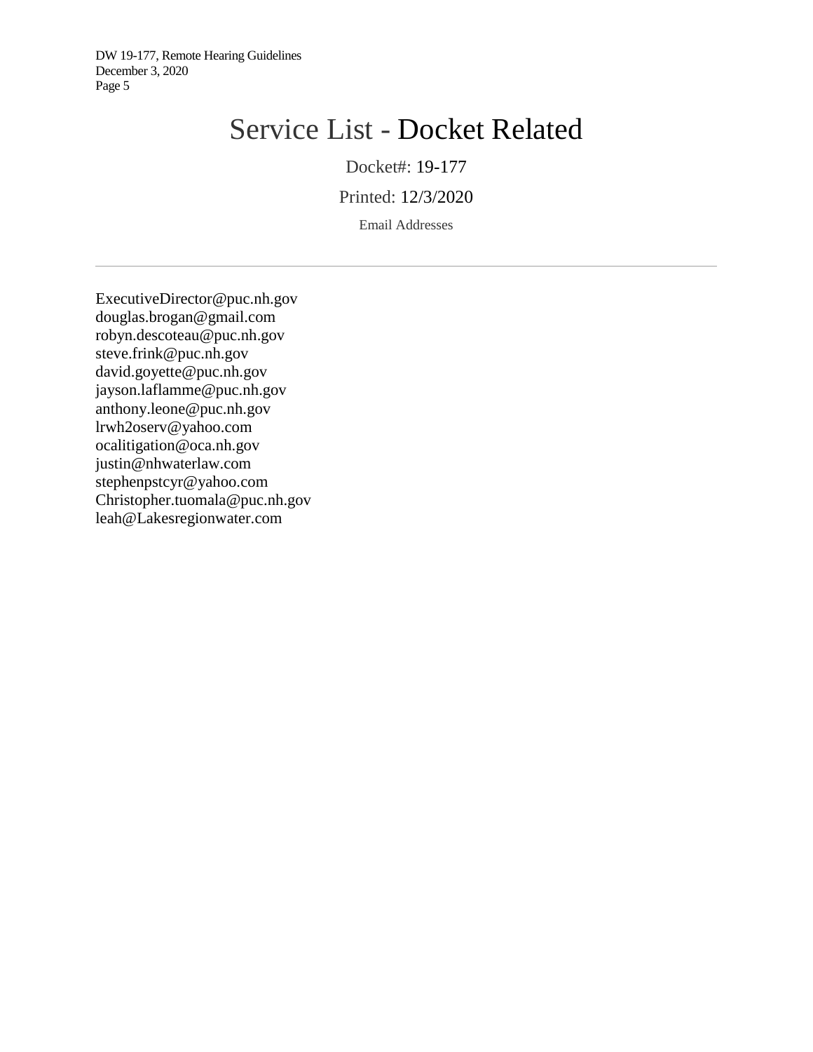# Service List - Docket Related

Docket#: 19-177

Printed: 12/3/2020

Email Addresses

---

ExecutiveDirector@puc.nh.gov
douglas.brogan@gmail.com
robyn.descoteau@puc.nh.gov
steve.frink@puc.nh.gov
david.goyette@puc.nh.gov
jayson.laflamme@puc.nh.gov
anthony.leone@puc.nh.gov
lrwh2oserv@yahoo.com
ocalitigation@oca.nh.gov
justin@nhwaterlaw.com
stephenpstcyr@yahoo.com
Christopher.tuomala@puc.nh.gov
leah@Lakesregionwater.com